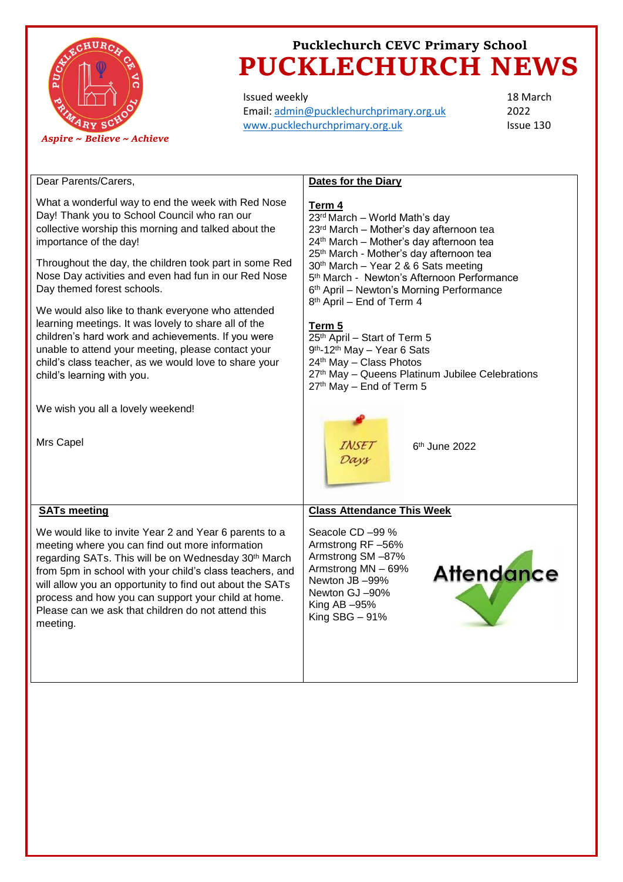Pucklechurch CEVC Primary School

# PUCKLECHURCH NEWS

*Aspire ~ Believe ~ Achieve*

Issued weekly
Email: admin@pucklechurchprimary.org.uk
www.pucklechurchprimary.org.uk

18 March 2022
Issue 130

Dear Parents/Carers,

What a wonderful way to end the week with Red Nose Day! Thank you to School Council who ran our collective worship this morning and talked about the importance of the day!

Throughout the day, the children took part in some Red Nose Day activities and even had fun in our Red Nose Day themed forest schools.

We would also like to thank everyone who attended learning meetings. It was lovely to share all of the children's hard work and achievements. If you were unable to attend your meeting, please contact your child's class teacher, as we would love to share your child's learning with you.

We wish you all a lovely weekend!

Mrs Capel

## Dates for the Diary

**Term 4**

23rd March – World Math's day
23rd March – Mother's day afternoon tea
24th March – Mother's day afternoon tea
25th March - Mother's day afternoon tea
30th March – Year 2 & 6 Sats meeting
5th March - Newton's Afternoon Performance
6th April – Newton's Morning Performance
8th April – End of Term 4

**Term 5**

25th April – Start of Term 5
9th-12th May – Year 6 Sats
24th May – Class Photos
27th May – Queens Platinum Jubilee Celebrations
27th May – End of Term 5

INSET Days

6th June 2022

## SATs meeting

We would like to invite Year 2 and Year 6 parents to a meeting where you can find out more information regarding SATs. This will be on Wednesday 30th March from 5pm in school with your child's class teachers, and will allow you an opportunity to find out about the SATs process and how you can support your child at home. Please can we ask that children do not attend this meeting.

## Class Attendance This Week

Seacole CD –99 %
Armstrong RF –56%
Armstrong SM –87%
Armstrong MN – 69%
Newton JB –99%
Newton GJ –90%
King AB –95%
King SBG – 91%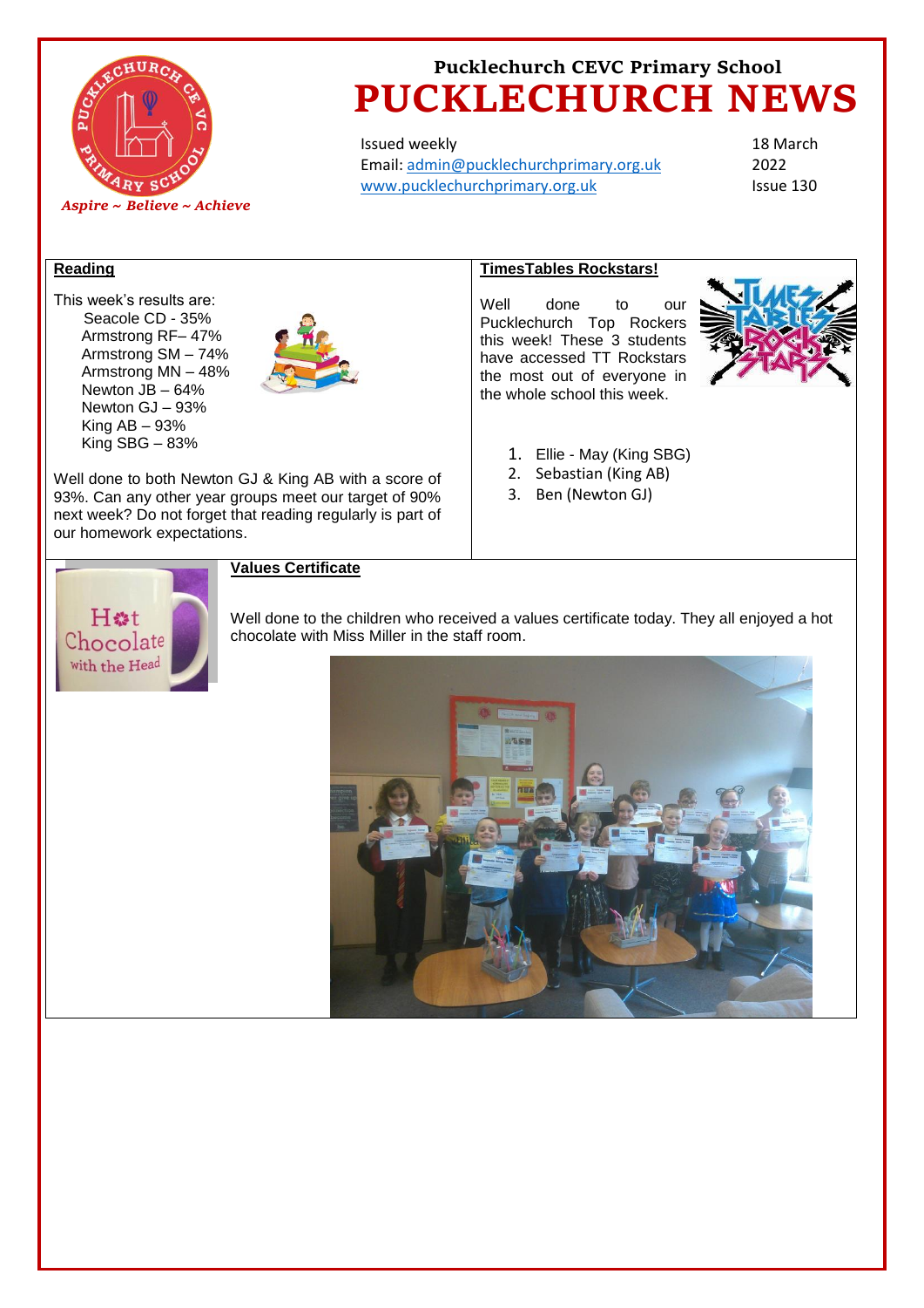# Pucklechurch CEVC Primary School

# PUCKLECHURCH NEWS

*Aspire ~ Believe ~ Achieve*

Issued weekly
Email: admin@pucklechurchprimary.org.uk
www.pucklechurchprimary.org.uk

18 March 2022
Issue 130

## Reading

This week's results are:

- Seacole CD - 35%
- Armstrong RF– 47%
- Armstrong SM – 74%
- Armstrong MN – 48%
- Newton JB – 64%
- Newton GJ – 93%
- King AB – 93%
- King SBG – 83%

Well done to both Newton GJ & King AB with a score of 93%. Can any other year groups meet our target of 90% next week? Do not forget that reading regularly is part of our homework expectations.

## TimesTables Rockstars!

Well done to our Pucklechurch Top Rockers this week! These 3 students have accessed TT Rockstars the most out of everyone in the whole school this week.

1. Ellie - May (King SBG)
2. Sebastian (King AB)
3. Ben (Newton GJ)

## Values Certificate

Well done to the children who received a values certificate today. They all enjoyed a hot chocolate with Miss Miller in the staff room.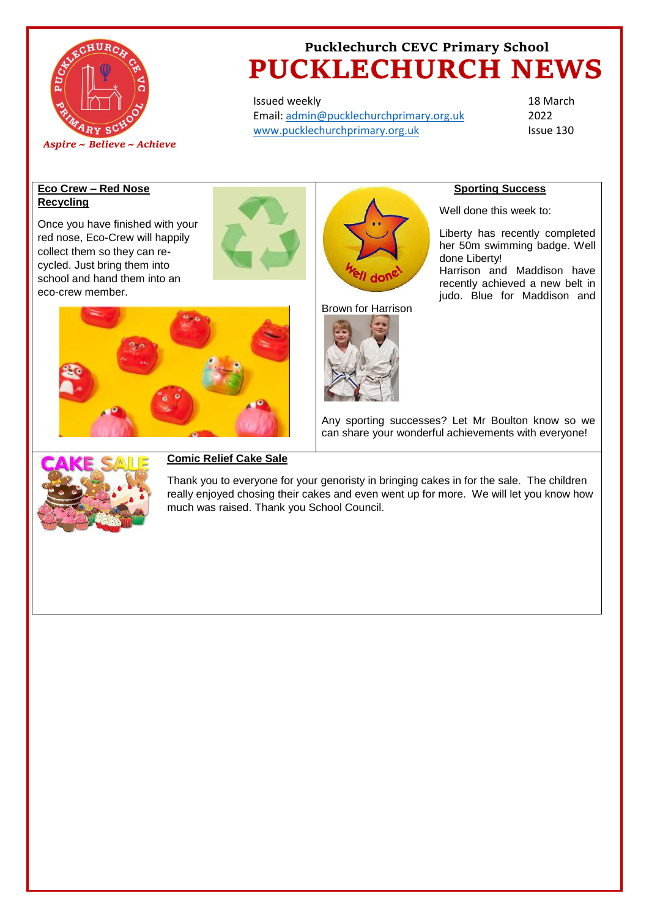Pucklechurch CEVC Primary School

# PUCKLECHURCH NEWS

*Aspire ~ Believe ~ Achieve*

Issued weekly
Email: admin@pucklechurchprimary.org.uk
www.pucklechurchprimary.org.uk

18 March 2022
Issue 130

## Eco Crew – Red Nose Recycling

Once you have finished with your red nose, Eco-Crew will happily collect them so they can re-cycled. Just bring them into school and hand them into an eco-crew member.

## Sporting Success

Well done this week to:

Liberty has recently completed her 50m swimming badge. Well done Liberty!
Harrison and Maddison have recently achieved a new belt in judo. Blue for Maddison and Brown for Harrison

Any sporting successes? Let Mr Boulton know so we can share your wonderful achievements with everyone!

## Comic Relief Cake Sale

Thank you to everyone for your genoristy in bringing cakes in for the sale. The children really enjoyed chosing their cakes and even went up for more. We will let you know how much was raised. Thank you School Council.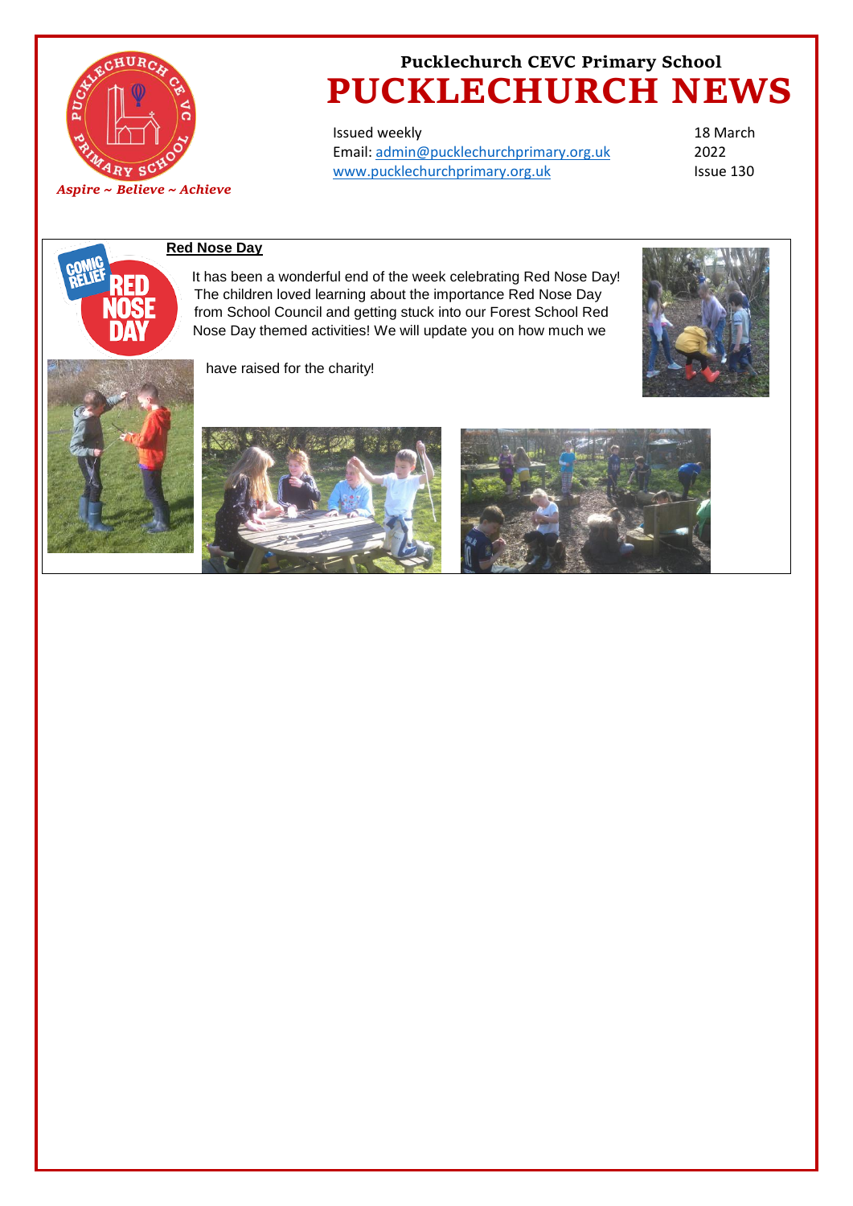Pucklechurch CEVC Primary School

# PUCKLECHURCH NEWS

*Aspire ~ Believe ~ Achieve*

Issued weekly
Email: admin@pucklechurchprimary.org.uk
www.pucklechurchprimary.org.uk

18 March 2022
Issue 130

## Red Nose Day

It has been a wonderful end of the week celebrating Red Nose Day! The children loved learning about the importance Red Nose Day from School Council and getting stuck into our Forest School Red Nose Day themed activities! We will update you on how much we have raised for the charity!